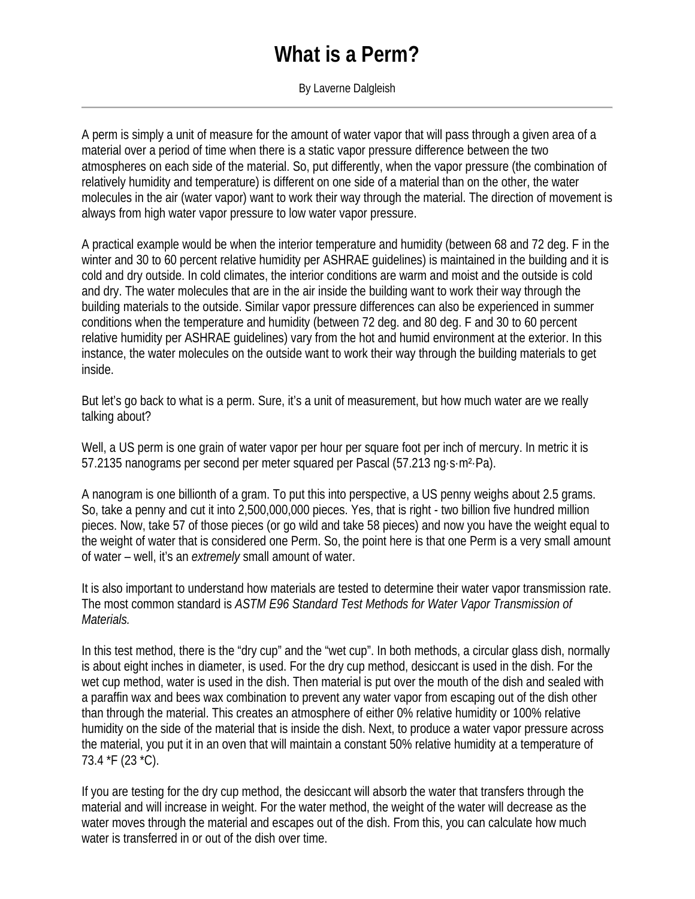# What is a Perm?

By Laverne Dalgleish

---

A perm is simply a unit of measure for the amount of water vapor that will pass through a given area of a material over a period of time when there is a static vapor pressure difference between the two atmospheres on each side of the material. So, put differently, when the vapor pressure (the combination of relatively humidity and temperature) is different on one side of a material than on the other, the water molecules in the air (water vapor) want to work their way through the material. The direction of movement is always from high water vapor pressure to low water vapor pressure.

A practical example would be when the interior temperature and humidity (between 68 and 72 deg. F in the winter and 30 to 60 percent relative humidity per ASHRAE guidelines) is maintained in the building and it is cold and dry outside. In cold climates, the interior conditions are warm and moist and the outside is cold and dry. The water molecules that are in the air inside the building want to work their way through the building materials to the outside. Similar vapor pressure differences can also be experienced in summer conditions when the temperature and humidity (between 72 deg. and 80 deg. F and 30 to 60 percent relative humidity per ASHRAE guidelines) vary from the hot and humid environment at the exterior. In this instance, the water molecules on the outside want to work their way through the building materials to get inside.

But let's go back to what is a perm. Sure, it's a unit of measurement, but how much water are we really talking about?

Well, a US perm is one grain of water vapor per hour per square foot per inch of mercury. In metric it is 57.2135 nanograms per second per meter squared per Pascal (57.213 ng·s·m$^2$·Pa).

A nanogram is one billionth of a gram. To put this into perspective, a US penny weighs about 2.5 grams. So, take a penny and cut it into 2,500,000,000 pieces. Yes, that is right - two billion five hundred million pieces. Now, take 57 of those pieces (or go wild and take 58 pieces) and now you have the weight equal to the weight of water that is considered one Perm. So, the point here is that one Perm is a very small amount of water – well, it's an *extremely* small amount of water.

It is also important to understand how materials are tested to determine their water vapor transmission rate. The most common standard is *ASTM E96 Standard Test Methods for Water Vapor Transmission of Materials.*

In this test method, there is the "dry cup" and the "wet cup". In both methods, a circular glass dish, normally is about eight inches in diameter, is used. For the dry cup method, desiccant is used in the dish. For the wet cup method, water is used in the dish. Then material is put over the mouth of the dish and sealed with a paraffin wax and bees wax combination to prevent any water vapor from escaping out of the dish other than through the material. This creates an atmosphere of either 0% relative humidity or 100% relative humidity on the side of the material that is inside the dish. Next, to produce a water vapor pressure across the material, you put it in an oven that will maintain a constant 50% relative humidity at a temperature of 73.4 *F (23 *C).

If you are testing for the dry cup method, the desiccant will absorb the water that transfers through the material and will increase in weight. For the water method, the weight of the water will decrease as the water moves through the material and escapes out of the dish. From this, you can calculate how much water is transferred in or out of the dish over time.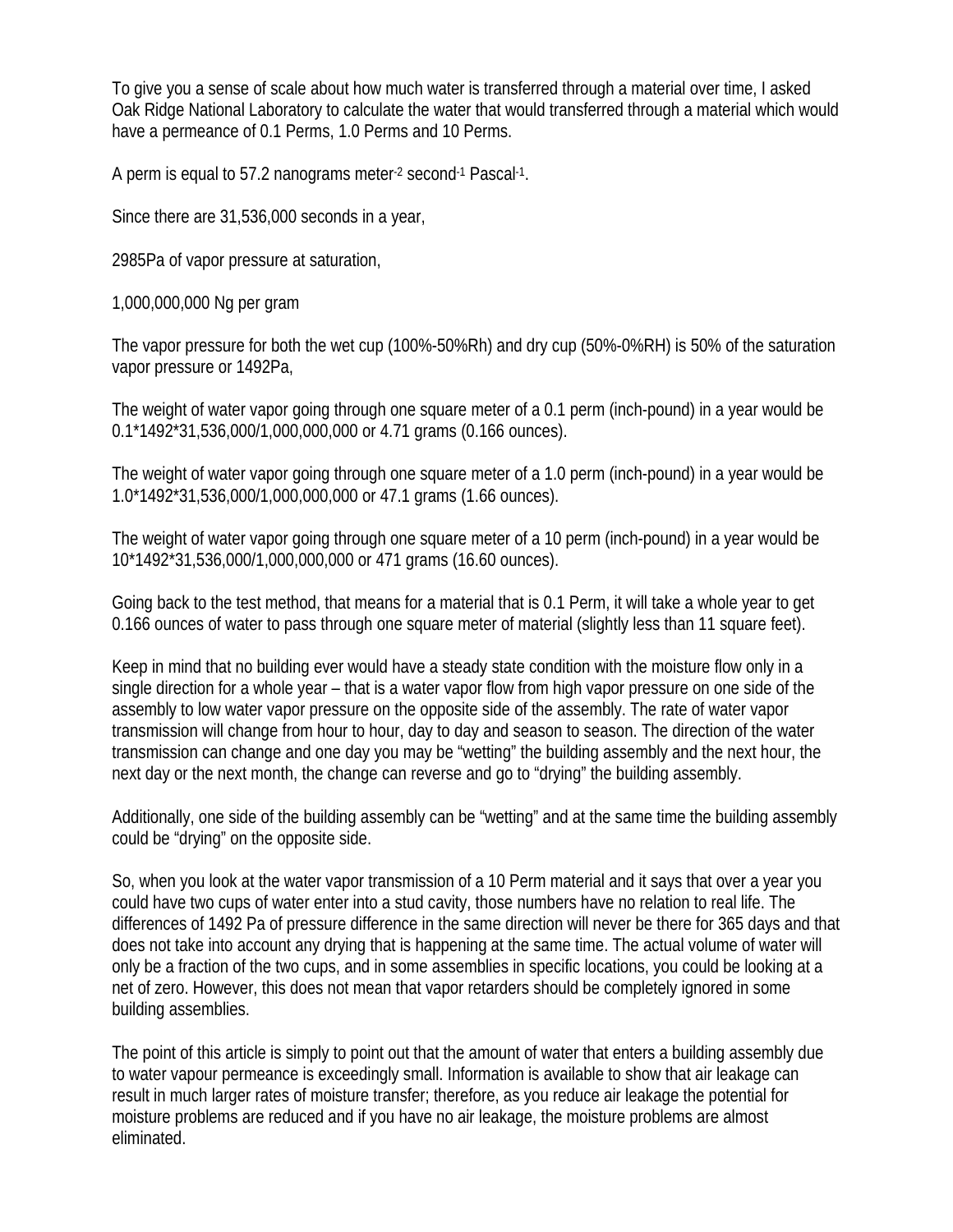To give you a sense of scale about how much water is transferred through a material over time, I asked Oak Ridge National Laboratory to calculate the water that would transferred through a material which would have a permeance of 0.1 Perms, 1.0 Perms and 10 Perms.

A perm is equal to 57.2 nanograms meter$^{-2}$ second$^{-1}$ Pascal$^{-1}$.

Since there are 31,536,000 seconds in a year,

2985Pa of vapor pressure at saturation,

1,000,000,000 Ng per gram

The vapor pressure for both the wet cup (100%-50%Rh) and dry cup (50%-0%RH) is 50% of the saturation vapor pressure or 1492Pa,

The weight of water vapor going through one square meter of a 0.1 perm (inch-pound) in a year would be 0.1*1492*31,536,000/1,000,000,000 or 4.71 grams (0.166 ounces).

The weight of water vapor going through one square meter of a 1.0 perm (inch-pound) in a year would be 1.0*1492*31,536,000/1,000,000,000 or 47.1 grams (1.66 ounces).

The weight of water vapor going through one square meter of a 10 perm (inch-pound) in a year would be 10*1492*31,536,000/1,000,000,000 or 471 grams (16.60 ounces).

Going back to the test method, that means for a material that is 0.1 Perm, it will take a whole year to get 0.166 ounces of water to pass through one square meter of material (slightly less than 11 square feet).

Keep in mind that no building ever would have a steady state condition with the moisture flow only in a single direction for a whole year – that is a water vapor flow from high vapor pressure on one side of the assembly to low water vapor pressure on the opposite side of the assembly. The rate of water vapor transmission will change from hour to hour, day to day and season to season. The direction of the water transmission can change and one day you may be "wetting" the building assembly and the next hour, the next day or the next month, the change can reverse and go to "drying" the building assembly.

Additionally, one side of the building assembly can be "wetting" and at the same time the building assembly could be "drying" on the opposite side.

So, when you look at the water vapor transmission of a 10 Perm material and it says that over a year you could have two cups of water enter into a stud cavity, those numbers have no relation to real life. The differences of 1492 Pa of pressure difference in the same direction will never be there for 365 days and that does not take into account any drying that is happening at the same time. The actual volume of water will only be a fraction of the two cups, and in some assemblies in specific locations, you could be looking at a net of zero. However, this does not mean that vapor retarders should be completely ignored in some building assemblies.

The point of this article is simply to point out that the amount of water that enters a building assembly due to water vapour permeance is exceedingly small. Information is available to show that air leakage can result in much larger rates of moisture transfer; therefore, as you reduce air leakage the potential for moisture problems are reduced and if you have no air leakage, the moisture problems are almost eliminated.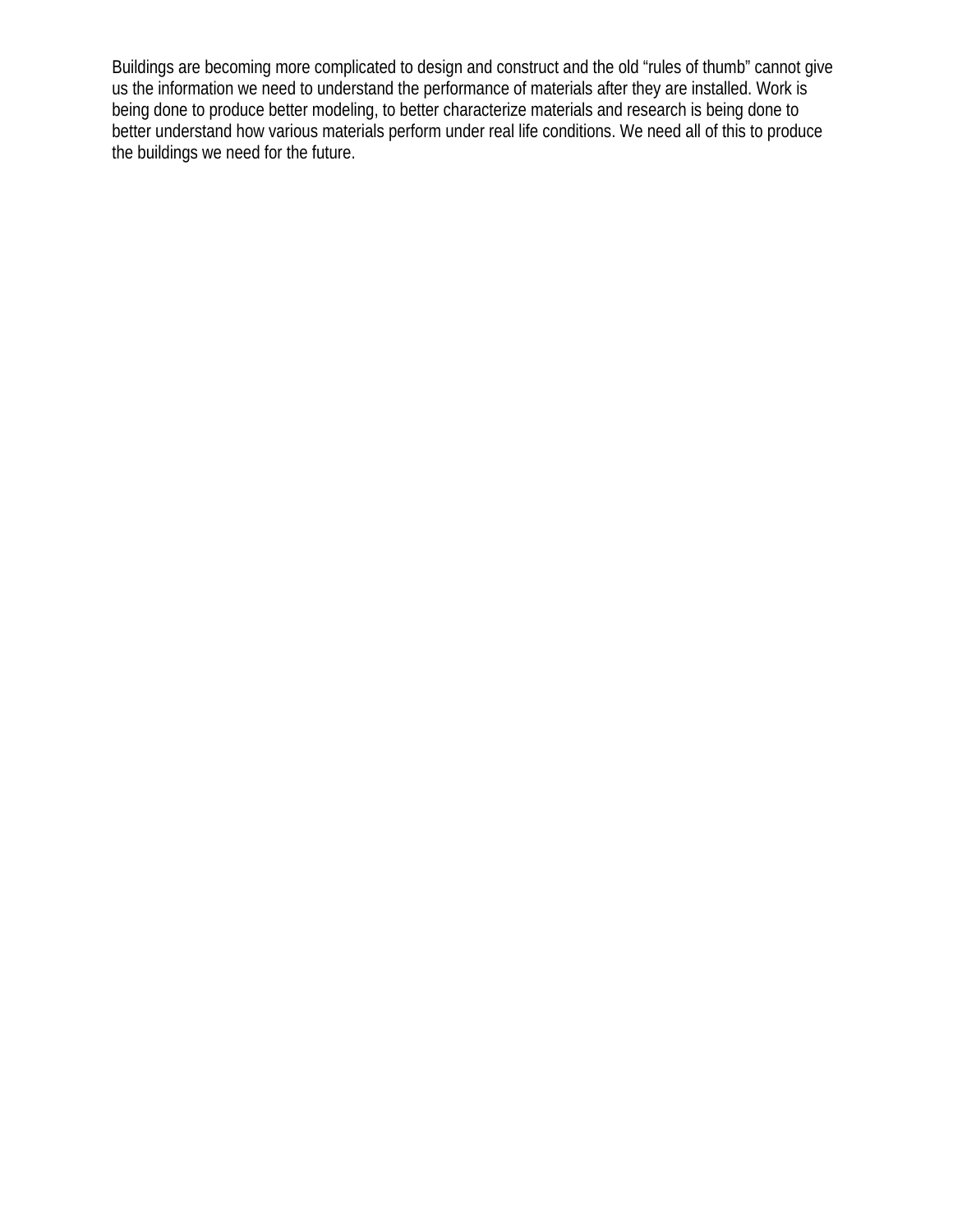Buildings are becoming more complicated to design and construct and the old “rules of thumb” cannot give us the information we need to understand the performance of materials after they are installed. Work is being done to produce better modeling, to better characterize materials and research is being done to better understand how various materials perform under real life conditions. We need all of this to produce the buildings we need for the future.